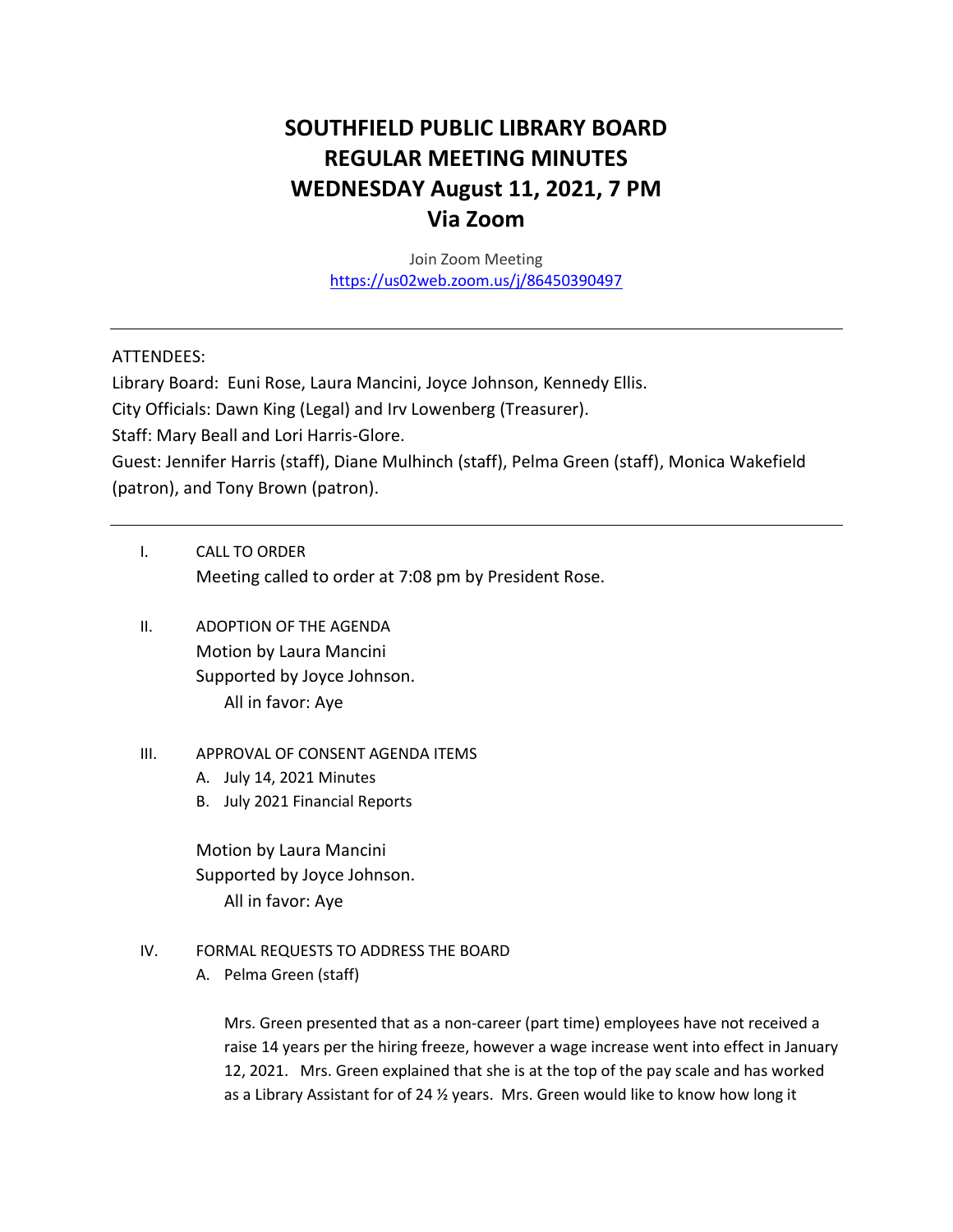# SOUTHFIELD PUBLIC LIBRARY BOARD
# REGULAR MEETING MINUTES
# WEDNESDAY August 11, 2021, 7 PM
# Via Zoom

Join Zoom Meeting
https://us02web.zoom.us/j/86450390497

---

ATTENDEES:

Library Board: Euni Rose, Laura Mancini, Joyce Johnson, Kennedy Ellis.

City Officials: Dawn King (Legal) and Irv Lowenberg (Treasurer).

Staff: Mary Beall and Lori Harris-Glore.

Guest: Jennifer Harris (staff), Diane Mulhinch (staff), Pelma Green (staff), Monica Wakefield (patron), and Tony Brown (patron).

---

I. CALL TO ORDER

Meeting called to order at 7:08 pm by President Rose.

II. ADOPTION OF THE AGENDA

Motion by Laura Mancini
Supported by Joyce Johnson.
All in favor: Aye

III. APPROVAL OF CONSENT AGENDA ITEMS

A. July 14, 2021 Minutes
B. July 2021 Financial Reports

Motion by Laura Mancini
Supported by Joyce Johnson.
All in favor: Aye

IV. FORMAL REQUESTS TO ADDRESS THE BOARD

A. Pelma Green (staff)

Mrs. Green presented that as a non-career (part time) employees have not received a raise 14 years per the hiring freeze, however a wage increase went into effect in January 12, 2021. Mrs. Green explained that she is at the top of the pay scale and has worked as a Library Assistant for of 24 ½ years. Mrs. Green would like to know how long it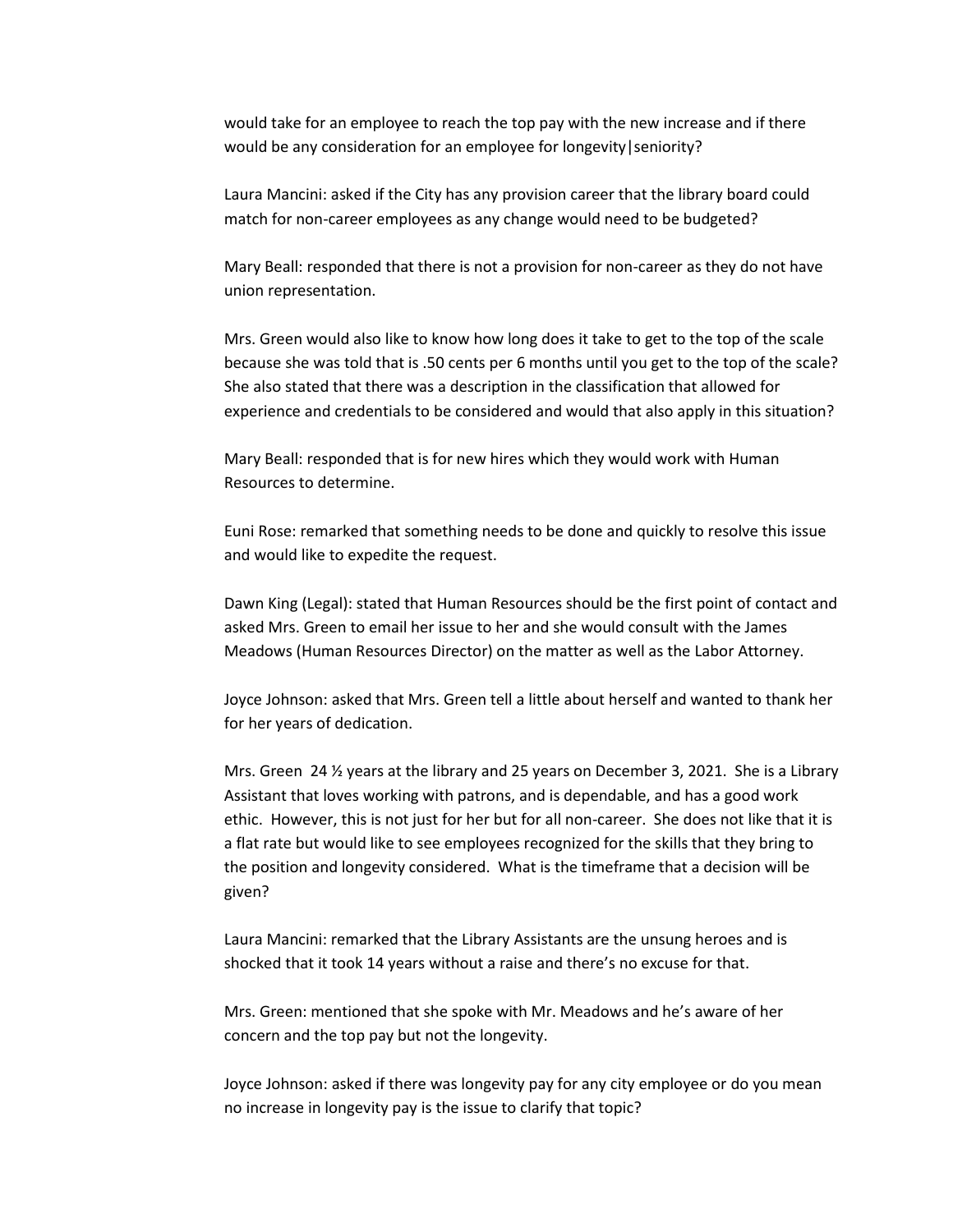would take for an employee to reach the top pay with the new increase and if there would be any consideration for an employee for longevity|seniority?

Laura Mancini: asked if the City has any provision career that the library board could match for non-career employees as any change would need to be budgeted?

Mary Beall: responded that there is not a provision for non-career as they do not have union representation.

Mrs. Green would also like to know how long does it take to get to the top of the scale because she was told that is .50 cents per 6 months until you get to the top of the scale? She also stated that there was a description in the classification that allowed for experience and credentials to be considered and would that also apply in this situation?

Mary Beall: responded that is for new hires which they would work with Human Resources to determine.

Euni Rose: remarked that something needs to be done and quickly to resolve this issue and would like to expedite the request.

Dawn King (Legal): stated that Human Resources should be the first point of contact and asked Mrs. Green to email her issue to her and she would consult with the James Meadows (Human Resources Director) on the matter as well as the Labor Attorney.

Joyce Johnson: asked that Mrs. Green tell a little about herself and wanted to thank her for her years of dedication.

Mrs. Green 24 ½ years at the library and 25 years on December 3, 2021. She is a Library Assistant that loves working with patrons, and is dependable, and has a good work ethic. However, this is not just for her but for all non-career. She does not like that it is a flat rate but would like to see employees recognized for the skills that they bring to the position and longevity considered. What is the timeframe that a decision will be given?

Laura Mancini: remarked that the Library Assistants are the unsung heroes and is shocked that it took 14 years without a raise and there's no excuse for that.

Mrs. Green: mentioned that she spoke with Mr. Meadows and he's aware of her concern and the top pay but not the longevity.

Joyce Johnson: asked if there was longevity pay for any city employee or do you mean no increase in longevity pay is the issue to clarify that topic?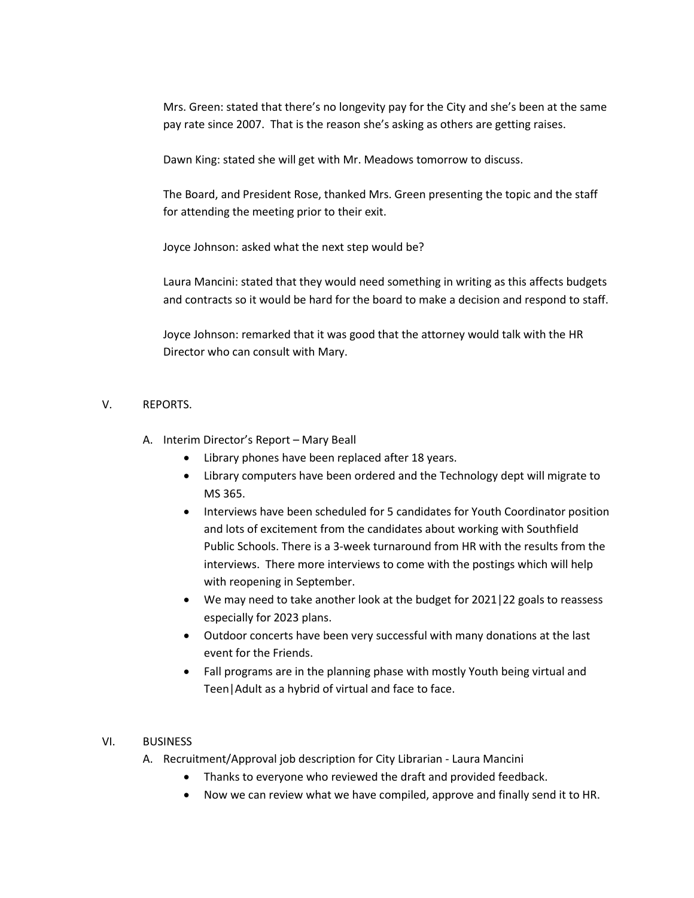Mrs. Green: stated that there's no longevity pay for the City and she's been at the same pay rate since 2007. That is the reason she's asking as others are getting raises.

Dawn King: stated she will get with Mr. Meadows tomorrow to discuss.

The Board, and President Rose, thanked Mrs. Green presenting the topic and the staff for attending the meeting prior to their exit.

Joyce Johnson: asked what the next step would be?

Laura Mancini: stated that they would need something in writing as this affects budgets and contracts so it would be hard for the board to make a decision and respond to staff.

Joyce Johnson: remarked that it was good that the attorney would talk with the HR Director who can consult with Mary.

V. REPORTS.

A. Interim Director's Report – Mary Beall

- Library phones have been replaced after 18 years.
- Library computers have been ordered and the Technology dept will migrate to MS 365.
- Interviews have been scheduled for 5 candidates for Youth Coordinator position and lots of excitement from the candidates about working with Southfield Public Schools. There is a 3-week turnaround from HR with the results from the interviews. There more interviews to come with the postings which will help with reopening in September.
- We may need to take another look at the budget for 2021|22 goals to reassess especially for 2023 plans.
- Outdoor concerts have been very successful with many donations at the last event for the Friends.
- Fall programs are in the planning phase with mostly Youth being virtual and Teen|Adult as a hybrid of virtual and face to face.

VI. BUSINESS

A. Recruitment/Approval job description for City Librarian - Laura Mancini

- Thanks to everyone who reviewed the draft and provided feedback.
- Now we can review what we have compiled, approve and finally send it to HR.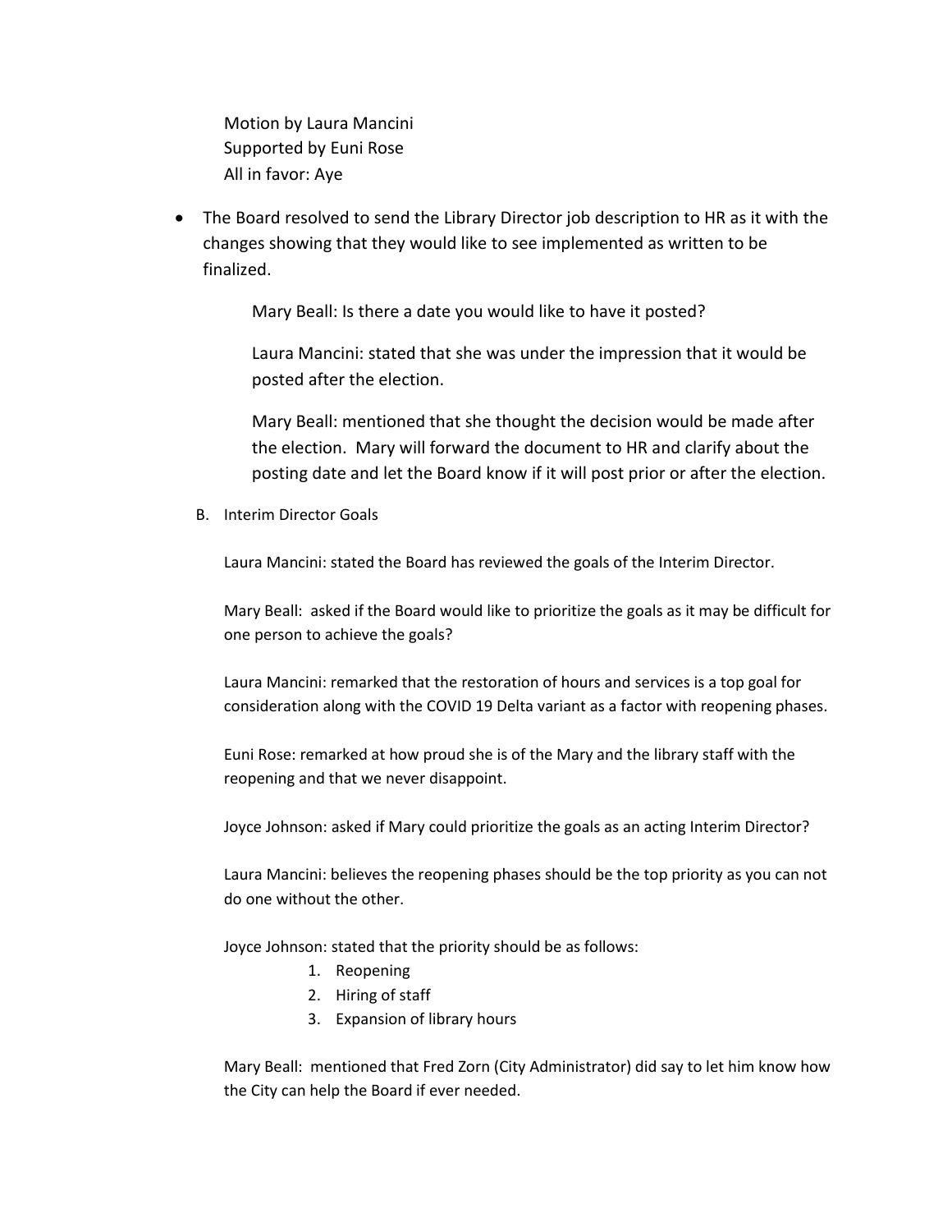Motion by Laura Mancini
Supported by Euni Rose
All in favor: Aye

- The Board resolved to send the Library Director job description to HR as it with the changes showing that they would like to see implemented as written to be finalized.

    Mary Beall: Is there a date you would like to have it posted?

    Laura Mancini: stated that she was under the impression that it would be posted after the election.

    Mary Beall: mentioned that she thought the decision would be made after the election. Mary will forward the document to HR and clarify about the posting date and let the Board know if it will post prior or after the election.

B. Interim Director Goals

Laura Mancini: stated the Board has reviewed the goals of the Interim Director.

Mary Beall: asked if the Board would like to prioritize the goals as it may be difficult for one person to achieve the goals?

Laura Mancini: remarked that the restoration of hours and services is a top goal for consideration along with the COVID 19 Delta variant as a factor with reopening phases.

Euni Rose: remarked at how proud she is of the Mary and the library staff with the reopening and that we never disappoint.

Joyce Johnson: asked if Mary could prioritize the goals as an acting Interim Director?

Laura Mancini: believes the reopening phases should be the top priority as you can not do one without the other.

Joyce Johnson: stated that the priority should be as follows:

1. Reopening
2. Hiring of staff
3. Expansion of library hours

Mary Beall: mentioned that Fred Zorn (City Administrator) did say to let him know how the City can help the Board if ever needed.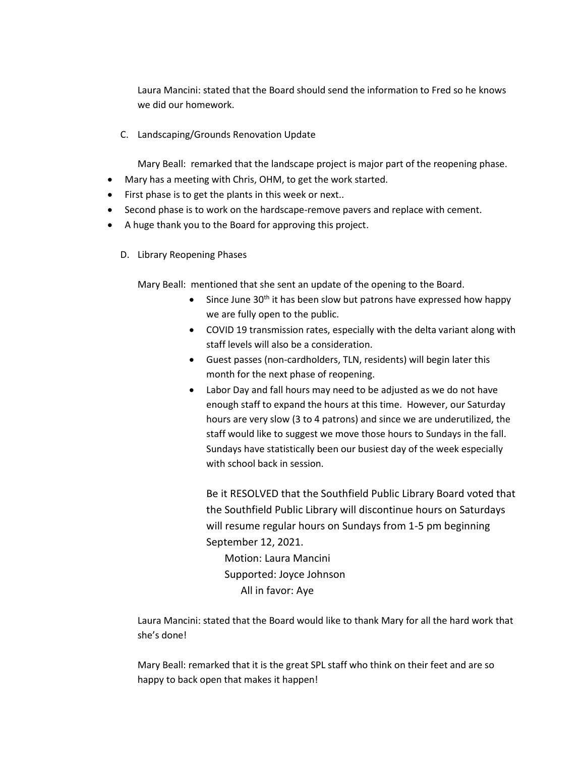Laura Mancini: stated that the Board should send the information to Fred so he knows we did our homework.

C. Landscaping/Grounds Renovation Update

Mary Beall: remarked that the landscape project is major part of the reopening phase.

- Mary has a meeting with Chris, OHM, to get the work started.
- First phase is to get the plants in this week or next..
- Second phase is to work on the hardscape-remove pavers and replace with cement.
- A huge thank you to the Board for approving this project.

D. Library Reopening Phases

Mary Beall: mentioned that she sent an update of the opening to the Board.

- Since June 30th it has been slow but patrons have expressed how happy we are fully open to the public.
- COVID 19 transmission rates, especially with the delta variant along with staff levels will also be a consideration.
- Guest passes (non-cardholders, TLN, residents) will begin later this month for the next phase of reopening.
- Labor Day and fall hours may need to be adjusted as we do not have enough staff to expand the hours at this time. However, our Saturday hours are very slow (3 to 4 patrons) and since we are underutilized, the staff would like to suggest we move those hours to Sundays in the fall. Sundays have statistically been our busiest day of the week especially with school back in session.

Be it RESOLVED that the Southfield Public Library Board voted that the Southfield Public Library will discontinue hours on Saturdays will resume regular hours on Sundays from 1-5 pm beginning September 12, 2021.

Motion: Laura Mancini
Supported: Joyce Johnson
All in favor: Aye

Laura Mancini: stated that the Board would like to thank Mary for all the hard work that she's done!

Mary Beall: remarked that it is the great SPL staff who think on their feet and are so happy to back open that makes it happen!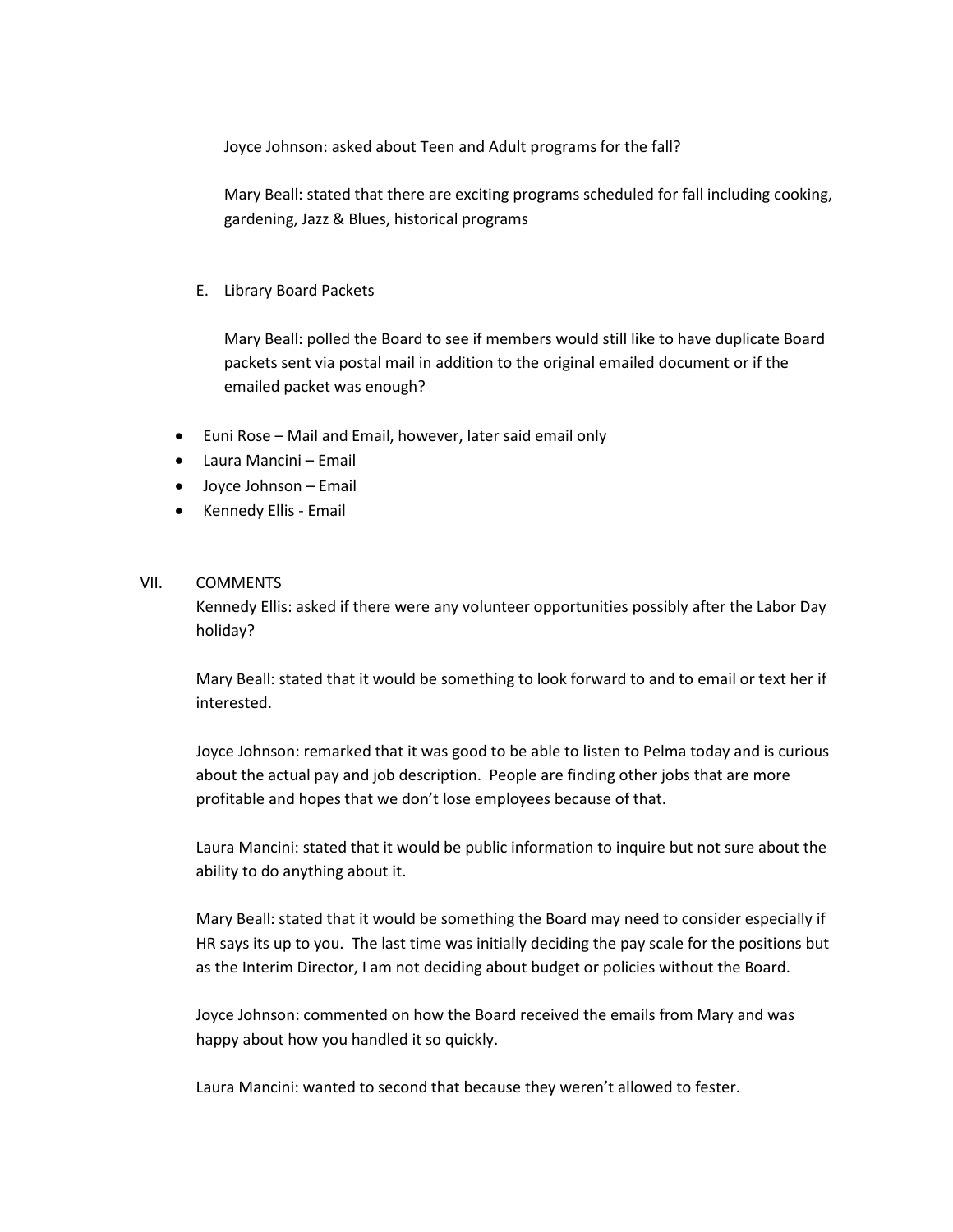Joyce Johnson: asked about Teen and Adult programs for the fall?

Mary Beall: stated that there are exciting programs scheduled for fall including cooking, gardening, Jazz & Blues, historical programs

E. Library Board Packets

Mary Beall: polled the Board to see if members would still like to have duplicate Board packets sent via postal mail in addition to the original emailed document or if the emailed packet was enough?

- Euni Rose – Mail and Email, however, later said email only
- Laura Mancini – Email
- Joyce Johnson – Email
- Kennedy Ellis - Email

VII. COMMENTS

Kennedy Ellis: asked if there were any volunteer opportunities possibly after the Labor Day holiday?

Mary Beall: stated that it would be something to look forward to and to email or text her if interested.

Joyce Johnson: remarked that it was good to be able to listen to Pelma today and is curious about the actual pay and job description. People are finding other jobs that are more profitable and hopes that we don't lose employees because of that.

Laura Mancini: stated that it would be public information to inquire but not sure about the ability to do anything about it.

Mary Beall: stated that it would be something the Board may need to consider especially if HR says its up to you. The last time was initially deciding the pay scale for the positions but as the Interim Director, I am not deciding about budget or policies without the Board.

Joyce Johnson: commented on how the Board received the emails from Mary and was happy about how you handled it so quickly.

Laura Mancini: wanted to second that because they weren't allowed to fester.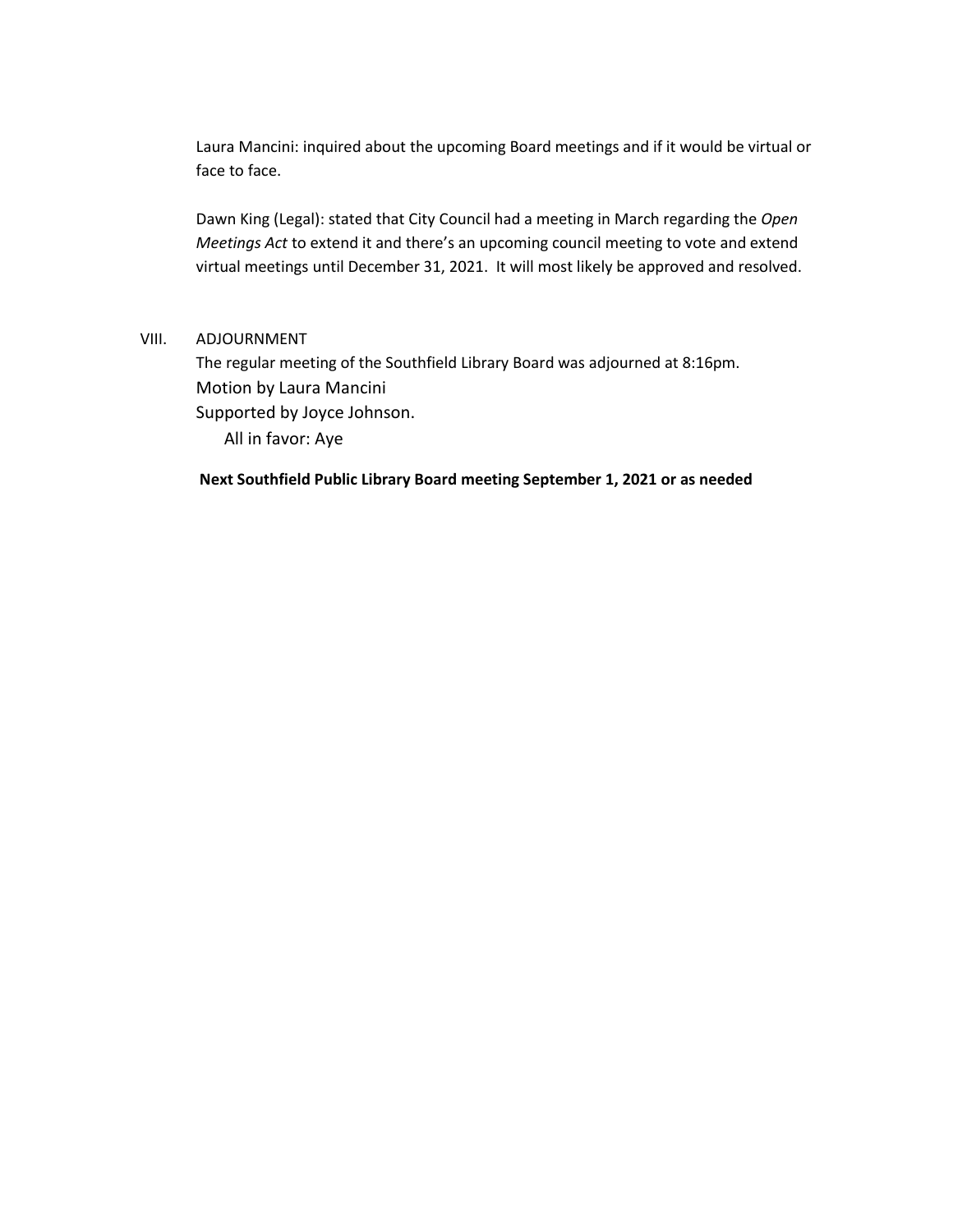Laura Mancini: inquired about the upcoming Board meetings and if it would be virtual or face to face.

Dawn King (Legal): stated that City Council had a meeting in March regarding the *Open Meetings Act* to extend it and there's an upcoming council meeting to vote and extend virtual meetings until December 31, 2021. It will most likely be approved and resolved.

VIII. ADJOURNMENT

The regular meeting of the Southfield Library Board was adjourned at 8:16pm.
Motion by Laura Mancini
Supported by Joyce Johnson.
All in favor: Aye

**Next Southfield Public Library Board meeting September 1, 2021 or as needed**